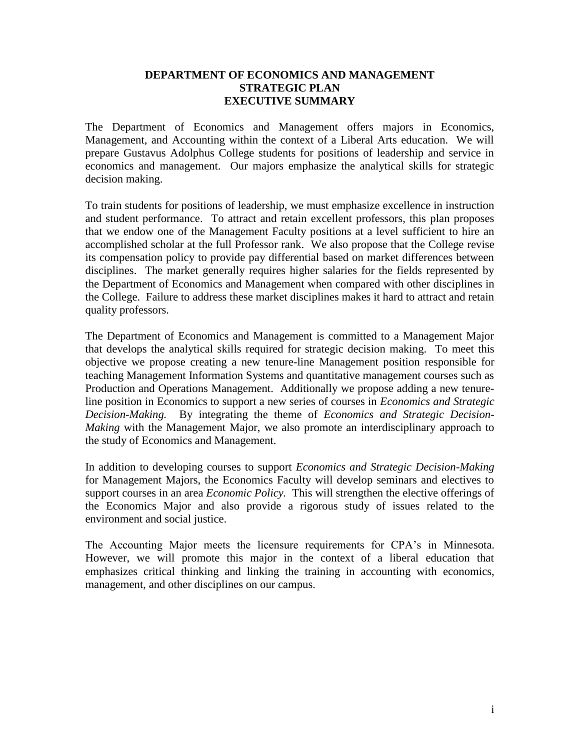# DEPARTMENT OF ECONOMICS AND MANAGEMENT
# STRATEGIC PLAN
# EXECUTIVE SUMMARY

The Department of Economics and Management offers majors in Economics, Management, and Accounting within the context of a Liberal Arts education. We will prepare Gustavus Adolphus College students for positions of leadership and service in economics and management. Our majors emphasize the analytical skills for strategic decision making.

To train students for positions of leadership, we must emphasize excellence in instruction and student performance. To attract and retain excellent professors, this plan proposes that we endow one of the Management Faculty positions at a level sufficient to hire an accomplished scholar at the full Professor rank. We also propose that the College revise its compensation policy to provide pay differential based on market differences between disciplines. The market generally requires higher salaries for the fields represented by the Department of Economics and Management when compared with other disciplines in the College. Failure to address these market disciplines makes it hard to attract and retain quality professors.

The Department of Economics and Management is committed to a Management Major that develops the analytical skills required for strategic decision making. To meet this objective we propose creating a new tenure-line Management position responsible for teaching Management Information Systems and quantitative management courses such as Production and Operations Management. Additionally we propose adding a new tenure-line position in Economics to support a new series of courses in *Economics and Strategic Decision-Making.* By integrating the theme of *Economics and Strategic Decision-Making* with the Management Major, we also promote an interdisciplinary approach to the study of Economics and Management.

In addition to developing courses to support *Economics and Strategic Decision-Making* for Management Majors, the Economics Faculty will develop seminars and electives to support courses in an area *Economic Policy.* This will strengthen the elective offerings of the Economics Major and also provide a rigorous study of issues related to the environment and social justice.

The Accounting Major meets the licensure requirements for CPA's in Minnesota. However, we will promote this major in the context of a liberal education that emphasizes critical thinking and linking the training in accounting with economics, management, and other disciplines on our campus.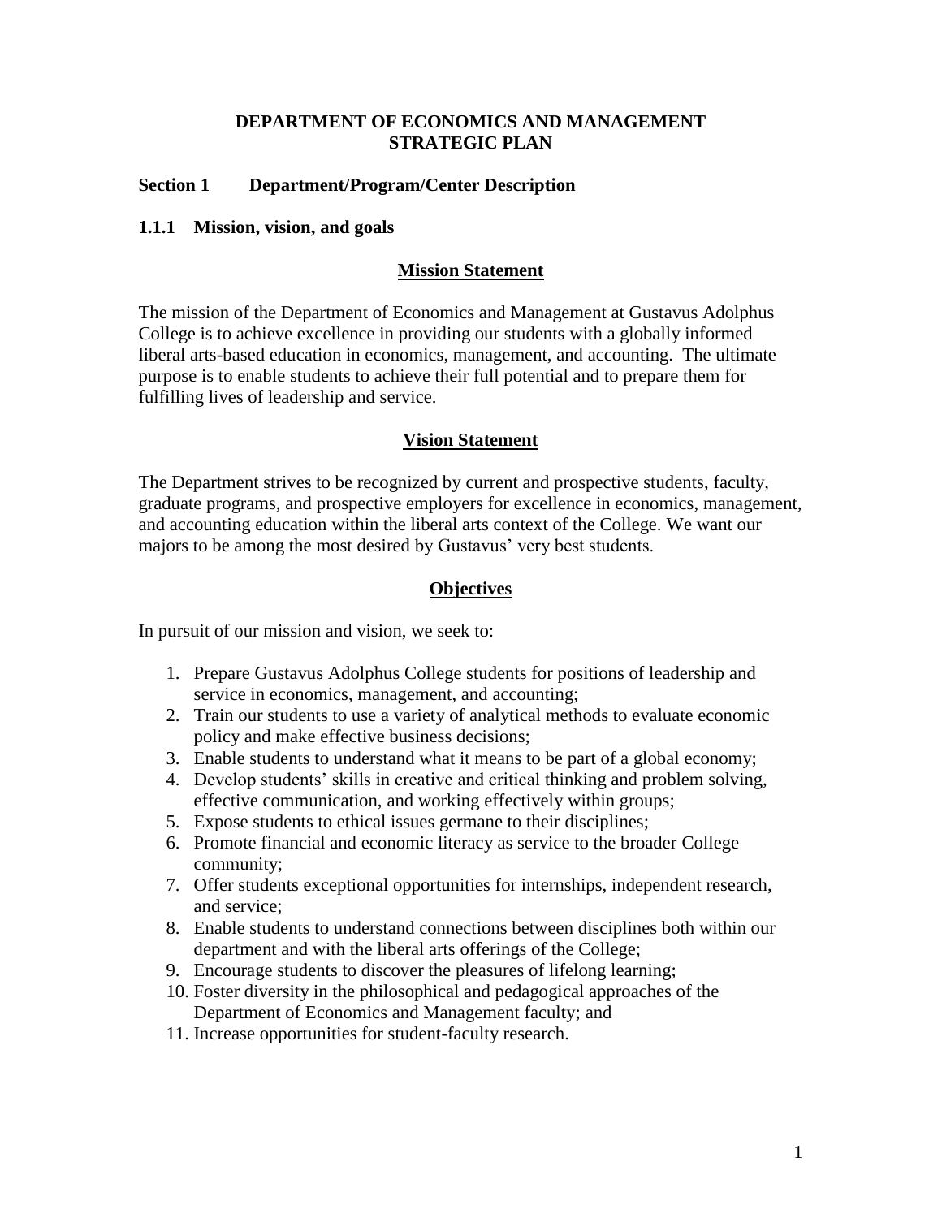# DEPARTMENT OF ECONOMICS AND MANAGEMENT STRATEGIC PLAN

## Section 1 Department/Program/Center Description

### 1.1.1 Mission, vision, and goals

#### Mission Statement

The mission of the Department of Economics and Management at Gustavus Adolphus College is to achieve excellence in providing our students with a globally informed liberal arts-based education in economics, management, and accounting. The ultimate purpose is to enable students to achieve their full potential and to prepare them for fulfilling lives of leadership and service.

#### Vision Statement

The Department strives to be recognized by current and prospective students, faculty, graduate programs, and prospective employers for excellence in economics, management, and accounting education within the liberal arts context of the College. We want our majors to be among the most desired by Gustavus' very best students.

#### Objectives

In pursuit of our mission and vision, we seek to:

1. Prepare Gustavus Adolphus College students for positions of leadership and service in economics, management, and accounting;
2. Train our students to use a variety of analytical methods to evaluate economic policy and make effective business decisions;
3. Enable students to understand what it means to be part of a global economy;
4. Develop students' skills in creative and critical thinking and problem solving, effective communication, and working effectively within groups;
5. Expose students to ethical issues germane to their disciplines;
6. Promote financial and economic literacy as service to the broader College community;
7. Offer students exceptional opportunities for internships, independent research, and service;
8. Enable students to understand connections between disciplines both within our department and with the liberal arts offerings of the College;
9. Encourage students to discover the pleasures of lifelong learning;
10. Foster diversity in the philosophical and pedagogical approaches of the Department of Economics and Management faculty; and
11. Increase opportunities for student-faculty research.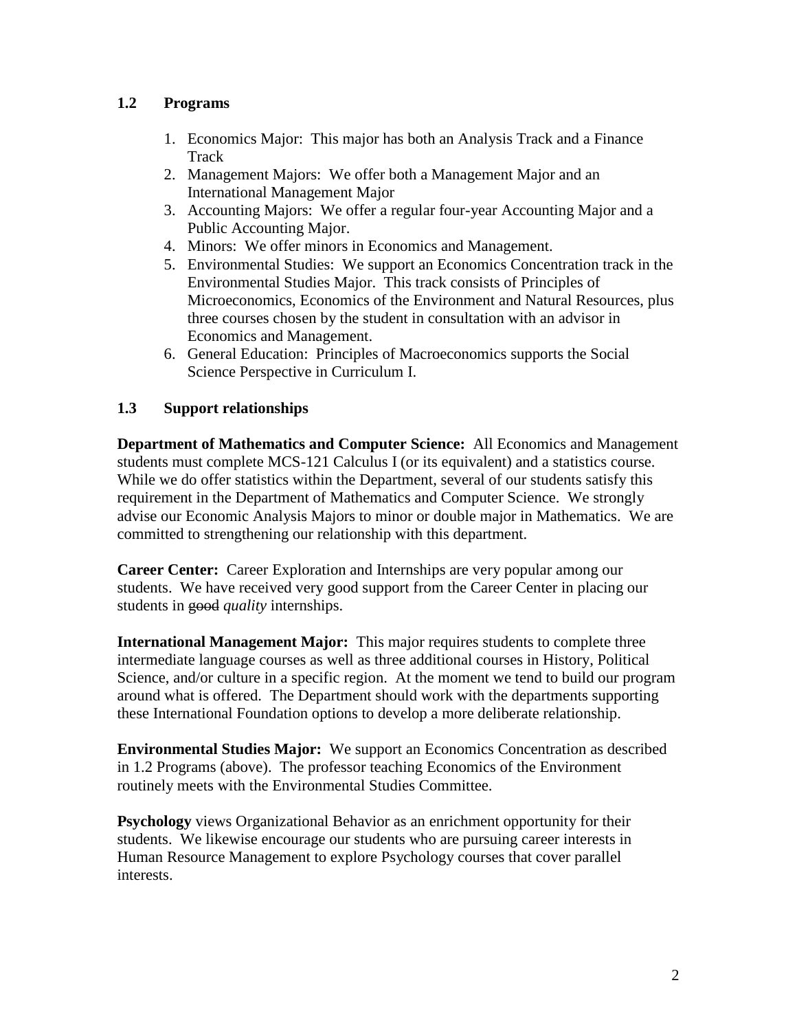### 1.2 Programs

1. Economics Major: This major has both an Analysis Track and a Finance Track
2. Management Majors: We offer both a Management Major and an International Management Major
3. Accounting Majors: We offer a regular four-year Accounting Major and a Public Accounting Major.
4. Minors: We offer minors in Economics and Management.
5. Environmental Studies: We support an Economics Concentration track in the Environmental Studies Major. This track consists of Principles of Microeconomics, Economics of the Environment and Natural Resources, plus three courses chosen by the student in consultation with an advisor in Economics and Management.
6. General Education: Principles of Macroeconomics supports the Social Science Perspective in Curriculum I.

### 1.3 Support relationships

**Department of Mathematics and Computer Science:** All Economics and Management students must complete MCS-121 Calculus I (or its equivalent) and a statistics course. While we do offer statistics within the Department, several of our students satisfy this requirement in the Department of Mathematics and Computer Science. We strongly advise our Economic Analysis Majors to minor or double major in Mathematics. We are committed to strengthening our relationship with this department.

**Career Center:** Career Exploration and Internships are very popular among our students. We have received very good support from the Career Center in placing our students in ~~good~~ *quality* internships.

**International Management Major:** This major requires students to complete three intermediate language courses as well as three additional courses in History, Political Science, and/or culture in a specific region. At the moment we tend to build our program around what is offered. The Department should work with the departments supporting these International Foundation options to develop a more deliberate relationship.

**Environmental Studies Major:** We support an Economics Concentration as described in 1.2 Programs (above). The professor teaching Economics of the Environment routinely meets with the Environmental Studies Committee.

**Psychology** views Organizational Behavior as an enrichment opportunity for their students. We likewise encourage our students who are pursuing career interests in Human Resource Management to explore Psychology courses that cover parallel interests.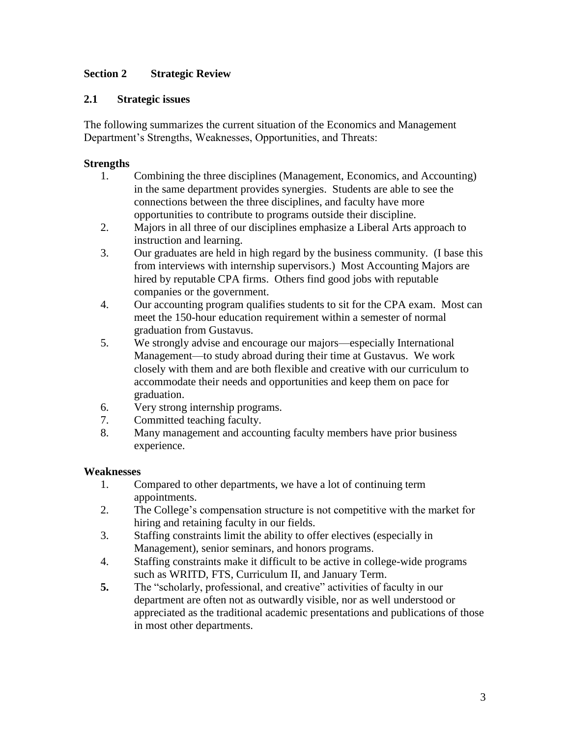## Section 2 Strategic Review

### 2.1 Strategic issues

The following summarizes the current situation of the Economics and Management Department's Strengths, Weaknesses, Opportunities, and Threats:

**Strengths**

1. Combining the three disciplines (Management, Economics, and Accounting) in the same department provides synergies. Students are able to see the connections between the three disciplines, and faculty have more opportunities to contribute to programs outside their discipline.
2. Majors in all three of our disciplines emphasize a Liberal Arts approach to instruction and learning.
3. Our graduates are held in high regard by the business community. (I base this from interviews with internship supervisors.) Most Accounting Majors are hired by reputable CPA firms. Others find good jobs with reputable companies or the government.
4. Our accounting program qualifies students to sit for the CPA exam. Most can meet the 150-hour education requirement within a semester of normal graduation from Gustavus.
5. We strongly advise and encourage our majors—especially International Management—to study abroad during their time at Gustavus. We work closely with them and are both flexible and creative with our curriculum to accommodate their needs and opportunities and keep them on pace for graduation.
6. Very strong internship programs.
7. Committed teaching faculty.
8. Many management and accounting faculty members have prior business experience.

**Weaknesses**

1. Compared to other departments, we have a lot of continuing term appointments.
2. The College's compensation structure is not competitive with the market for hiring and retaining faculty in our fields.
3. Staffing constraints limit the ability to offer electives (especially in Management), senior seminars, and honors programs.
4. Staffing constraints make it difficult to be active in college-wide programs such as WRITD, FTS, Curriculum II, and January Term.
5. The "scholarly, professional, and creative" activities of faculty in our department are often not as outwardly visible, nor as well understood or appreciated as the traditional academic presentations and publications of those in most other departments.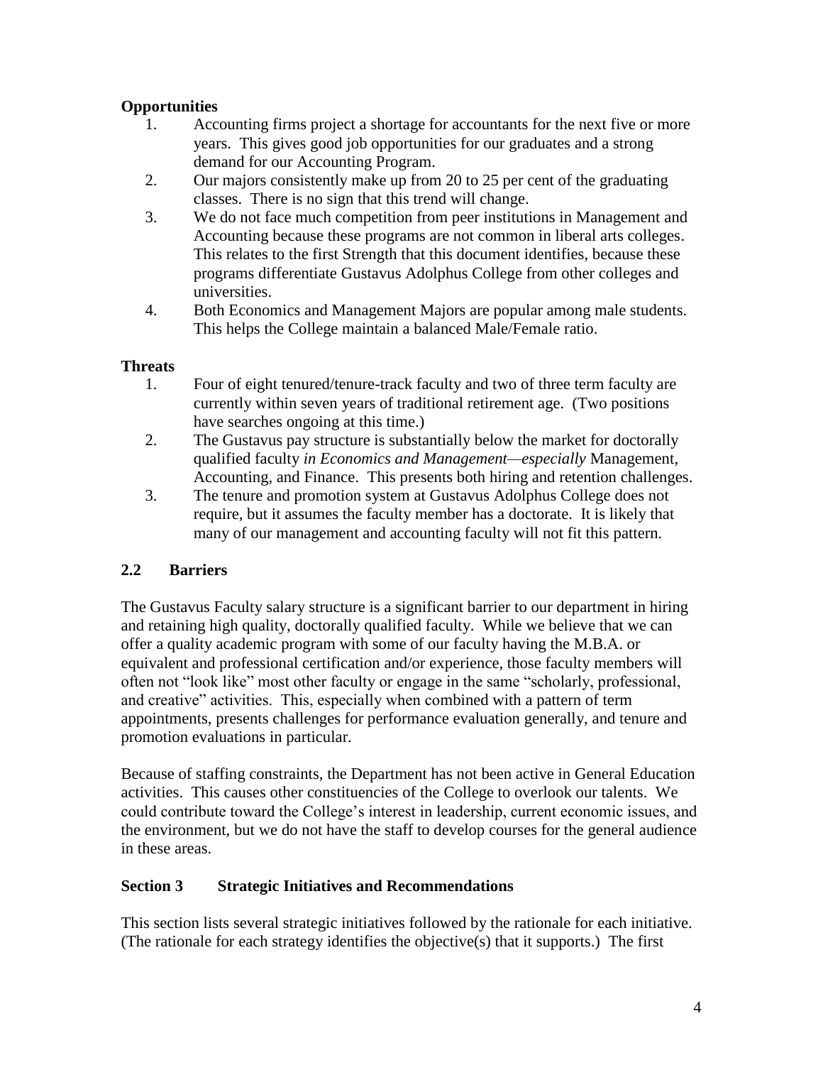**Opportunities**

1. Accounting firms project a shortage for accountants for the next five or more years. This gives good job opportunities for our graduates and a strong demand for our Accounting Program.
2. Our majors consistently make up from 20 to 25 per cent of the graduating classes. There is no sign that this trend will change.
3. We do not face much competition from peer institutions in Management and Accounting because these programs are not common in liberal arts colleges. This relates to the first Strength that this document identifies, because these programs differentiate Gustavus Adolphus College from other colleges and universities.
4. Both Economics and Management Majors are popular among male students. This helps the College maintain a balanced Male/Female ratio.

**Threats**

1. Four of eight tenured/tenure-track faculty and two of three term faculty are currently within seven years of traditional retirement age. (Two positions have searches ongoing at this time.)
2. The Gustavus pay structure is substantially below the market for doctorally qualified faculty *in Economics and Management—especially* Management, Accounting, and Finance. This presents both hiring and retention challenges.
3. The tenure and promotion system at Gustavus Adolphus College does not require, but it assumes the faculty member has a doctorate. It is likely that many of our management and accounting faculty will not fit this pattern.

## 2.2 Barriers

The Gustavus Faculty salary structure is a significant barrier to our department in hiring and retaining high quality, doctorally qualified faculty. While we believe that we can offer a quality academic program with some of our faculty having the M.B.A. or equivalent and professional certification and/or experience, those faculty members will often not "look like" most other faculty or engage in the same "scholarly, professional, and creative" activities. This, especially when combined with a pattern of term appointments, presents challenges for performance evaluation generally, and tenure and promotion evaluations in particular.

Because of staffing constraints, the Department has not been active in General Education activities. This causes other constituencies of the College to overlook our talents. We could contribute toward the College's interest in leadership, current economic issues, and the environment, but we do not have the staff to develop courses for the general audience in these areas.

## Section 3 Strategic Initiatives and Recommendations

This section lists several strategic initiatives followed by the rationale for each initiative. (The rationale for each strategy identifies the objective(s) that it supports.) The first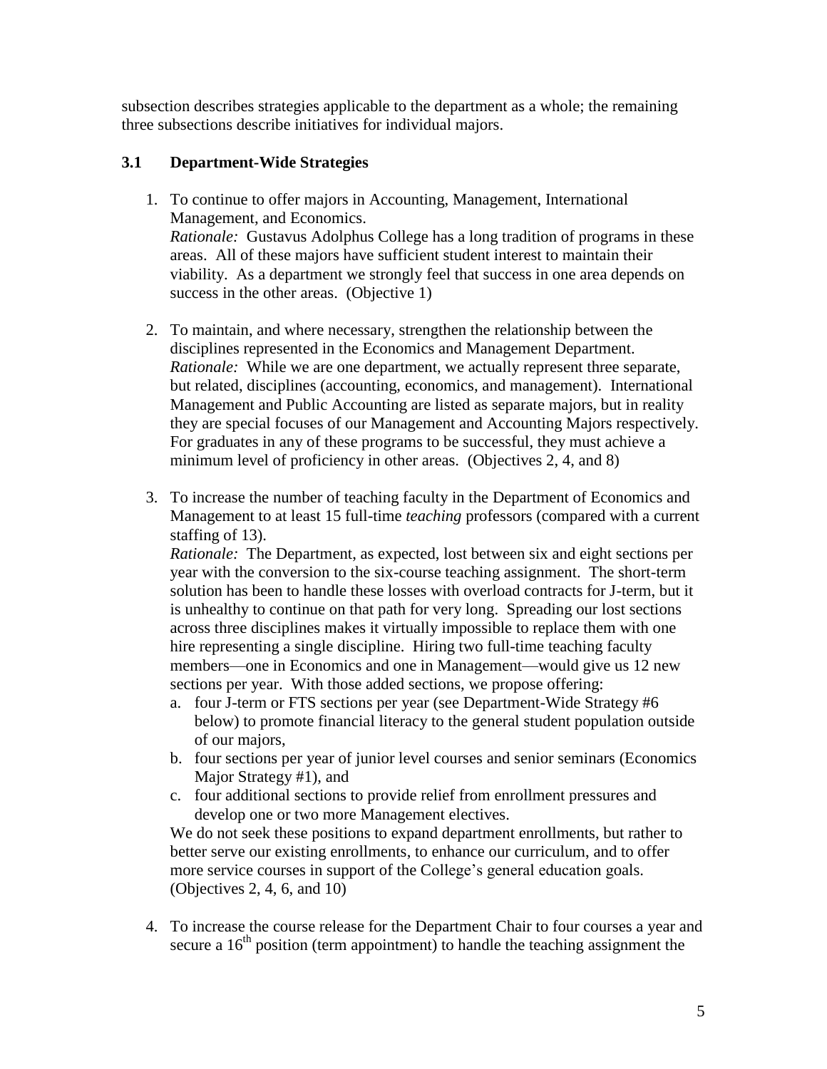subsection describes strategies applicable to the department as a whole; the remaining three subsections describe initiatives for individual majors.

### 3.1 Department-Wide Strategies

1. To continue to offer majors in Accounting, Management, International Management, and Economics.
   *Rationale:* Gustavus Adolphus College has a long tradition of programs in these areas. All of these majors have sufficient student interest to maintain their viability. As a department we strongly feel that success in one area depends on success in the other areas. (Objective 1)

2. To maintain, and where necessary, strengthen the relationship between the disciplines represented in the Economics and Management Department.
   *Rationale:* While we are one department, we actually represent three separate, but related, disciplines (accounting, economics, and management). International Management and Public Accounting are listed as separate majors, but in reality they are special focuses of our Management and Accounting Majors respectively. For graduates in any of these programs to be successful, they must achieve a minimum level of proficiency in other areas. (Objectives 2, 4, and 8)

3. To increase the number of teaching faculty in the Department of Economics and Management to at least 15 full-time *teaching* professors (compared with a current staffing of 13).
   *Rationale:* The Department, as expected, lost between six and eight sections per year with the conversion to the six-course teaching assignment. The short-term solution has been to handle these losses with overload contracts for J-term, but it is unhealthy to continue on that path for very long. Spreading our lost sections across three disciplines makes it virtually impossible to replace them with one hire representing a single discipline. Hiring two full-time teaching faculty members—one in Economics and one in Management—would give us 12 new sections per year. With those added sections, we propose offering:
   a. four J-term or FTS sections per year (see Department-Wide Strategy #6 below) to promote financial literacy to the general student population outside of our majors,
   b. four sections per year of junior level courses and senior seminars (Economics Major Strategy #1), and
   c. four additional sections to provide relief from enrollment pressures and develop one or two more Management electives.

   We do not seek these positions to expand department enrollments, but rather to better serve our existing enrollments, to enhance our curriculum, and to offer more service courses in support of the College's general education goals. (Objectives 2, 4, 6, and 10)

4. To increase the course release for the Department Chair to four courses a year and secure a 16th position (term appointment) to handle the teaching assignment the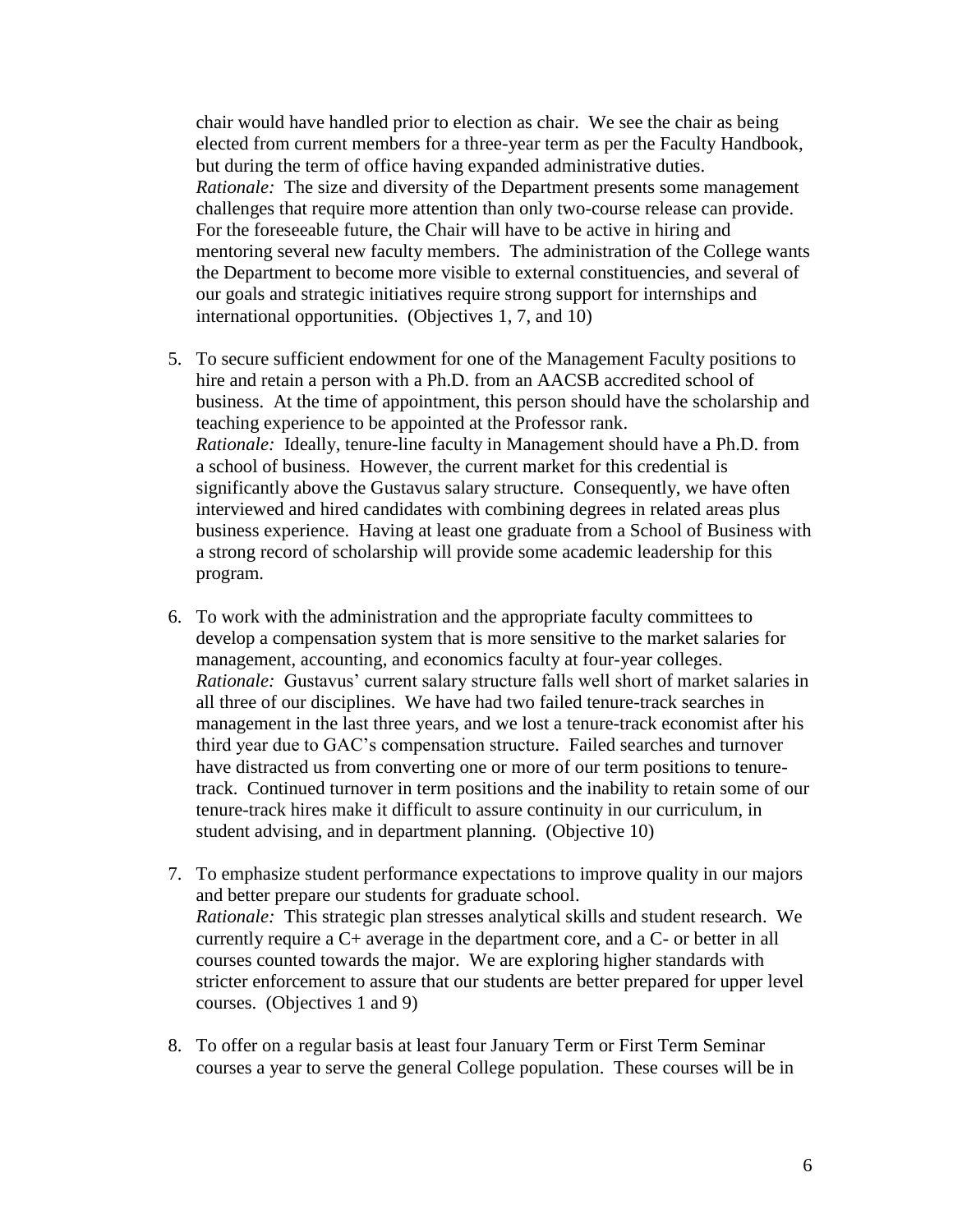chair would have handled prior to election as chair. We see the chair as being elected from current members for a three-year term as per the Faculty Handbook, but during the term of office having expanded administrative duties.
*Rationale:* The size and diversity of the Department presents some management challenges that require more attention than only two-course release can provide. For the foreseeable future, the Chair will have to be active in hiring and mentoring several new faculty members. The administration of the College wants the Department to become more visible to external constituencies, and several of our goals and strategic initiatives require strong support for internships and international opportunities. (Objectives 1, 7, and 10)

5. To secure sufficient endowment for one of the Management Faculty positions to hire and retain a person with a Ph.D. from an AACSB accredited school of business. At the time of appointment, this person should have the scholarship and teaching experience to be appointed at the Professor rank.
   *Rationale:* Ideally, tenure-line faculty in Management should have a Ph.D. from a school of business. However, the current market for this credential is significantly above the Gustavus salary structure. Consequently, we have often interviewed and hired candidates with combining degrees in related areas plus business experience. Having at least one graduate from a School of Business with a strong record of scholarship will provide some academic leadership for this program.

6. To work with the administration and the appropriate faculty committees to develop a compensation system that is more sensitive to the market salaries for management, accounting, and economics faculty at four-year colleges.
   *Rationale:* Gustavus' current salary structure falls well short of market salaries in all three of our disciplines. We have had two failed tenure-track searches in management in the last three years, and we lost a tenure-track economist after his third year due to GAC's compensation structure. Failed searches and turnover have distracted us from converting one or more of our term positions to tenure-track. Continued turnover in term positions and the inability to retain some of our tenure-track hires make it difficult to assure continuity in our curriculum, in student advising, and in department planning. (Objective 10)

7. To emphasize student performance expectations to improve quality in our majors and better prepare our students for graduate school.
   *Rationale:* This strategic plan stresses analytical skills and student research. We currently require a C+ average in the department core, and a C- or better in all courses counted towards the major. We are exploring higher standards with stricter enforcement to assure that our students are better prepared for upper level courses. (Objectives 1 and 9)

8. To offer on a regular basis at least four January Term or First Term Seminar courses a year to serve the general College population. These courses will be in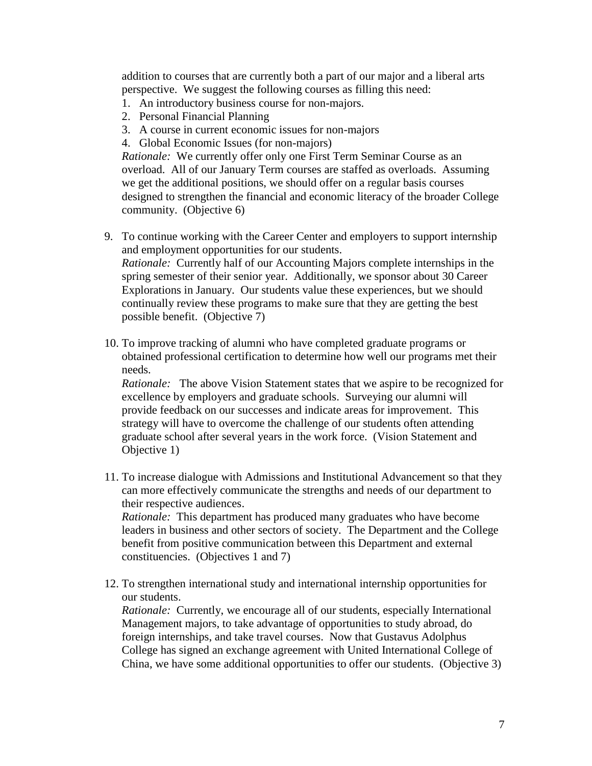addition to courses that are currently both a part of our major and a liberal arts perspective. We suggest the following courses as filling this need:

1. An introductory business course for non-majors.
2. Personal Financial Planning
3. A course in current economic issues for non-majors
4. Global Economic Issues (for non-majors)

*Rationale:* We currently offer only one First Term Seminar Course as an overload. All of our January Term courses are staffed as overloads. Assuming we get the additional positions, we should offer on a regular basis courses designed to strengthen the financial and economic literacy of the broader College community. (Objective 6)

9. To continue working with the Career Center and employers to support internship and employment opportunities for our students.
   *Rationale:* Currently half of our Accounting Majors complete internships in the spring semester of their senior year. Additionally, we sponsor about 30 Career Explorations in January. Our students value these experiences, but we should continually review these programs to make sure that they are getting the best possible benefit. (Objective 7)

10. To improve tracking of alumni who have completed graduate programs or obtained professional certification to determine how well our programs met their needs.
    *Rationale:* The above Vision Statement states that we aspire to be recognized for excellence by employers and graduate schools. Surveying our alumni will provide feedback on our successes and indicate areas for improvement. This strategy will have to overcome the challenge of our students often attending graduate school after several years in the work force. (Vision Statement and Objective 1)

11. To increase dialogue with Admissions and Institutional Advancement so that they can more effectively communicate the strengths and needs of our department to their respective audiences.
    *Rationale:* This department has produced many graduates who have become leaders in business and other sectors of society. The Department and the College benefit from positive communication between this Department and external constituencies. (Objectives 1 and 7)

12. To strengthen international study and international internship opportunities for our students.
    *Rationale:* Currently, we encourage all of our students, especially International Management majors, to take advantage of opportunities to study abroad, do foreign internships, and take travel courses. Now that Gustavus Adolphus College has signed an exchange agreement with United International College of China, we have some additional opportunities to offer our students. (Objective 3)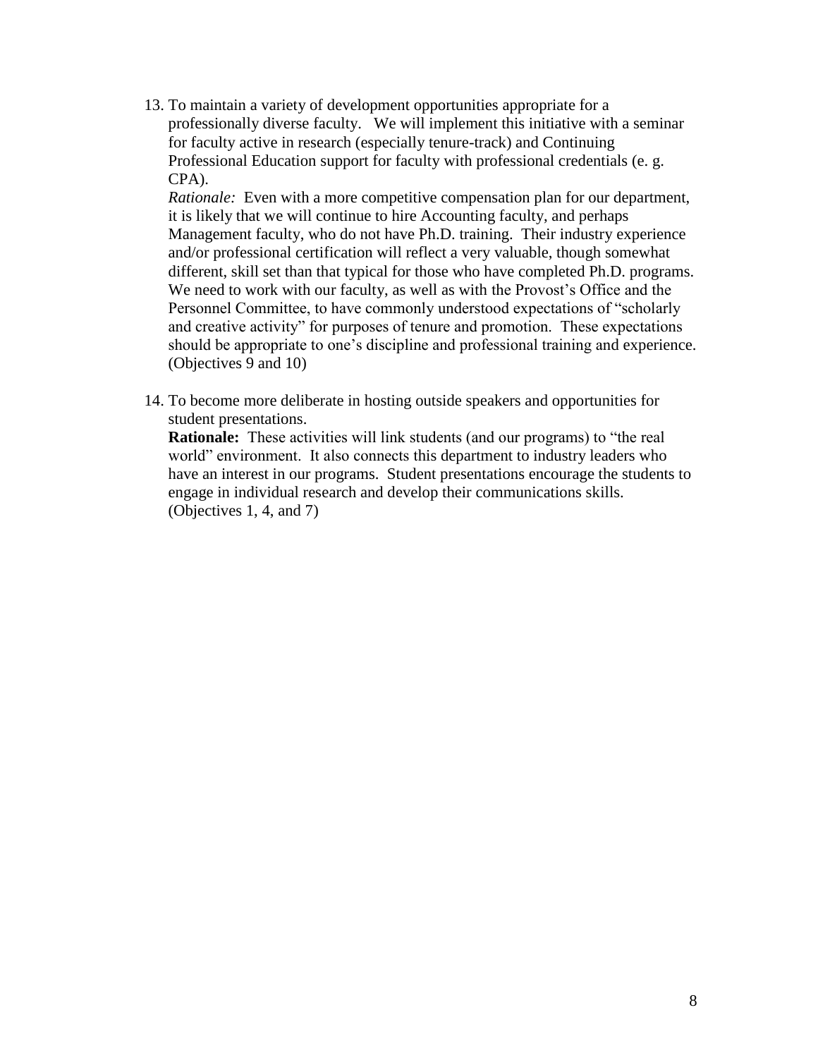13. To maintain a variety of development opportunities appropriate for a professionally diverse faculty. We will implement this initiative with a seminar for faculty active in research (especially tenure-track) and Continuing Professional Education support for faculty with professional credentials (e. g. CPA).
    *Rationale:* Even with a more competitive compensation plan for our department, it is likely that we will continue to hire Accounting faculty, and perhaps Management faculty, who do not have Ph.D. training. Their industry experience and/or professional certification will reflect a very valuable, though somewhat different, skill set than that typical for those who have completed Ph.D. programs. We need to work with our faculty, as well as with the Provost's Office and the Personnel Committee, to have commonly understood expectations of "scholarly and creative activity" for purposes of tenure and promotion. These expectations should be appropriate to one's discipline and professional training and experience. (Objectives 9 and 10)

14. To become more deliberate in hosting outside speakers and opportunities for student presentations.
    **Rationale:** These activities will link students (and our programs) to "the real world" environment. It also connects this department to industry leaders who have an interest in our programs. Student presentations encourage the students to engage in individual research and develop their communications skills. (Objectives 1, 4, and 7)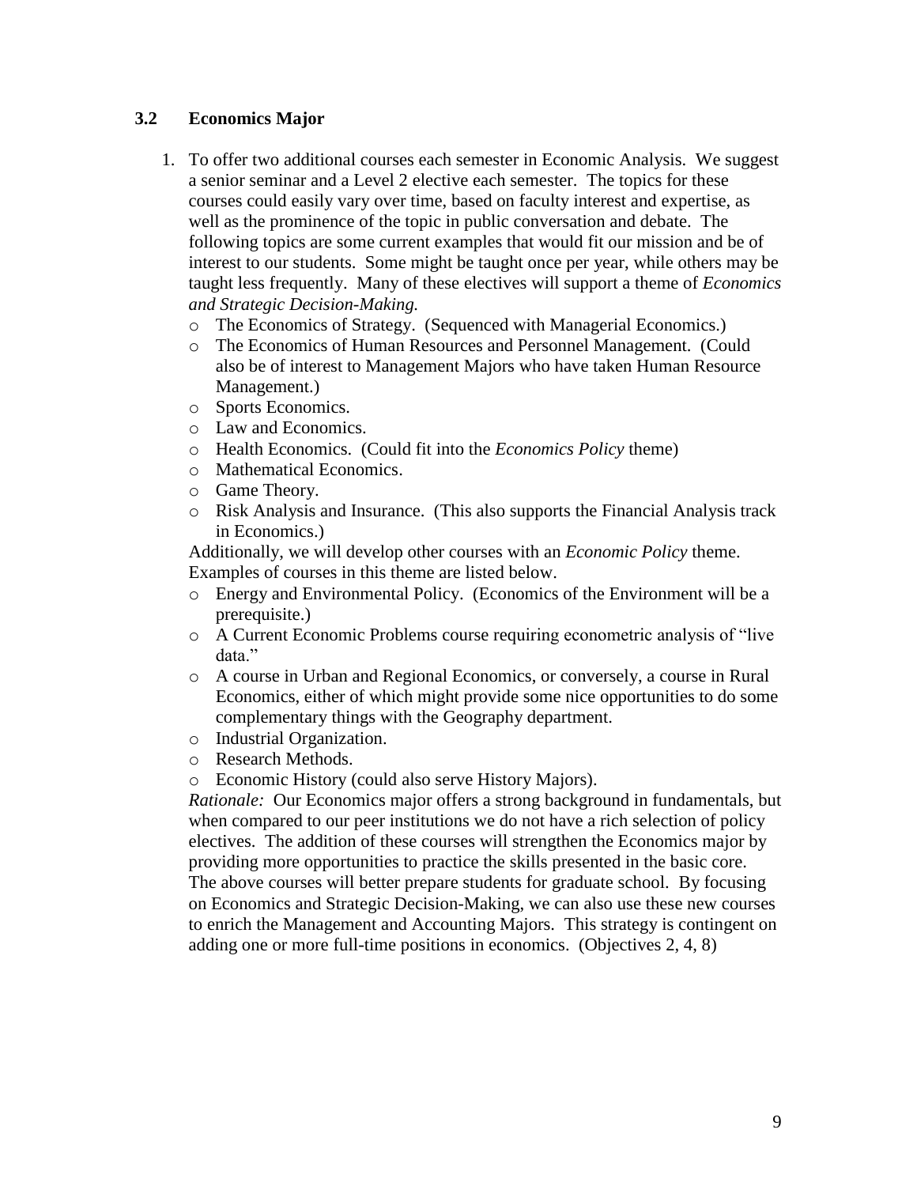### 3.2 Economics Major

1. To offer two additional courses each semester in Economic Analysis. We suggest a senior seminar and a Level 2 elective each semester. The topics for these courses could easily vary over time, based on faculty interest and expertise, as well as the prominence of the topic in public conversation and debate. The following topics are some current examples that would fit our mission and be of interest to our students. Some might be taught once per year, while others may be taught less frequently. Many of these electives will support a theme of *Economics and Strategic Decision-Making.*
   - The Economics of Strategy. (Sequenced with Managerial Economics.)
   - The Economics of Human Resources and Personnel Management. (Could also be of interest to Management Majors who have taken Human Resource Management.)
   - Sports Economics.
   - Law and Economics.
   - Health Economics. (Could fit into the *Economics Policy* theme)
   - Mathematical Economics.
   - Game Theory.
   - Risk Analysis and Insurance. (This also supports the Financial Analysis track in Economics.)

   Additionally, we will develop other courses with an *Economic Policy* theme. Examples of courses in this theme are listed below.
   - Energy and Environmental Policy. (Economics of the Environment will be a prerequisite.)
   - A Current Economic Problems course requiring econometric analysis of "live data."
   - A course in Urban and Regional Economics, or conversely, a course in Rural Economics, either of which might provide some nice opportunities to do some complementary things with the Geography department.
   - Industrial Organization.
   - Research Methods.
   - Economic History (could also serve History Majors).

   *Rationale:* Our Economics major offers a strong background in fundamentals, but when compared to our peer institutions we do not have a rich selection of policy electives. The addition of these courses will strengthen the Economics major by providing more opportunities to practice the skills presented in the basic core. The above courses will better prepare students for graduate school. By focusing on Economics and Strategic Decision-Making, we can also use these new courses to enrich the Management and Accounting Majors. This strategy is contingent on adding one or more full-time positions in economics. (Objectives 2, 4, 8)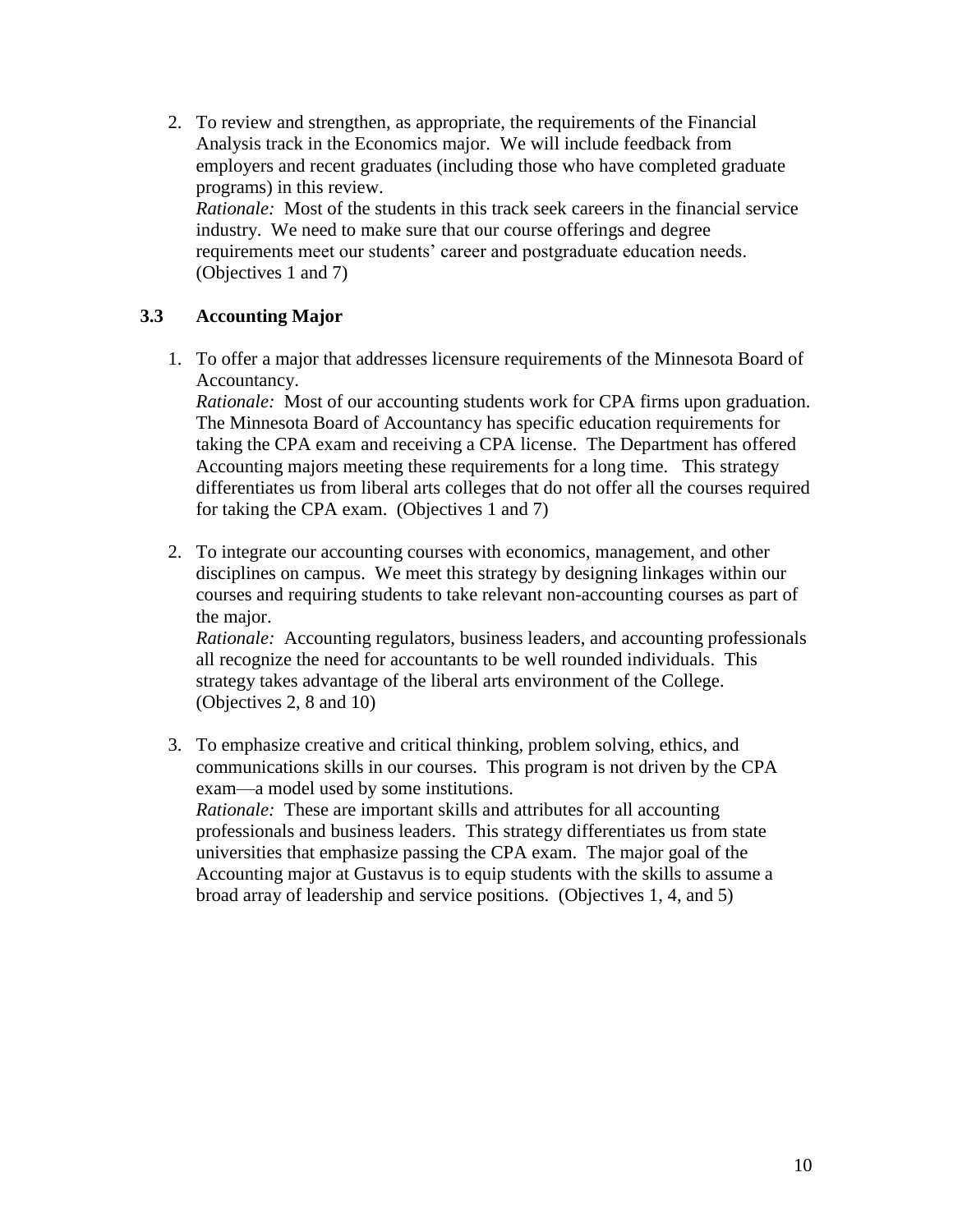2. To review and strengthen, as appropriate, the requirements of the Financial Analysis track in the Economics major. We will include feedback from employers and recent graduates (including those who have completed graduate programs) in this review.
   *Rationale:* Most of the students in this track seek careers in the financial service industry. We need to make sure that our course offerings and degree requirements meet our students' career and postgraduate education needs. (Objectives 1 and 7)

### 3.3 Accounting Major

1. To offer a major that addresses licensure requirements of the Minnesota Board of Accountancy.
   *Rationale:* Most of our accounting students work for CPA firms upon graduation. The Minnesota Board of Accountancy has specific education requirements for taking the CPA exam and receiving a CPA license. The Department has offered Accounting majors meeting these requirements for a long time. This strategy differentiates us from liberal arts colleges that do not offer all the courses required for taking the CPA exam. (Objectives 1 and 7)

2. To integrate our accounting courses with economics, management, and other disciplines on campus. We meet this strategy by designing linkages within our courses and requiring students to take relevant non-accounting courses as part of the major.
   *Rationale:* Accounting regulators, business leaders, and accounting professionals all recognize the need for accountants to be well rounded individuals. This strategy takes advantage of the liberal arts environment of the College. (Objectives 2, 8 and 10)

3. To emphasize creative and critical thinking, problem solving, ethics, and communications skills in our courses. This program is not driven by the CPA exam—a model used by some institutions.
   *Rationale:* These are important skills and attributes for all accounting professionals and business leaders. This strategy differentiates us from state universities that emphasize passing the CPA exam. The major goal of the Accounting major at Gustavus is to equip students with the skills to assume a broad array of leadership and service positions. (Objectives 1, 4, and 5)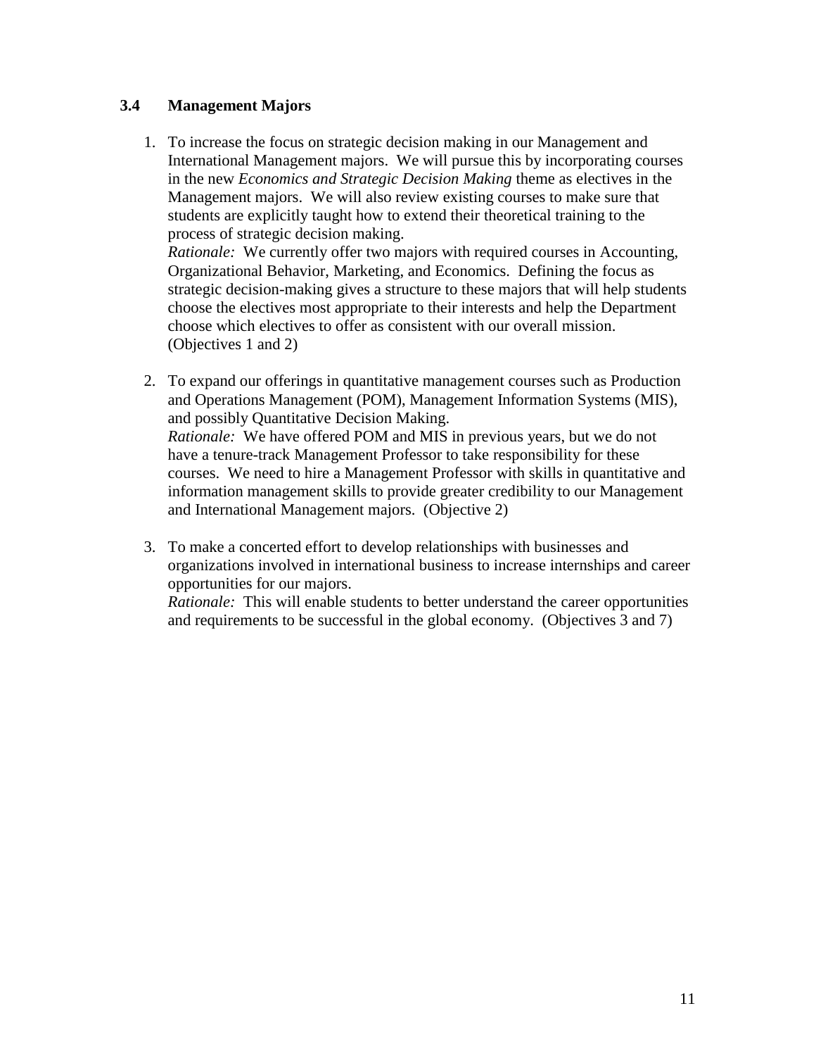### 3.4 Management Majors

1. To increase the focus on strategic decision making in our Management and International Management majors. We will pursue this by incorporating courses in the new *Economics and Strategic Decision Making* theme as electives in the Management majors. We will also review existing courses to make sure that students are explicitly taught how to extend their theoretical training to the process of strategic decision making.
   *Rationale:* We currently offer two majors with required courses in Accounting, Organizational Behavior, Marketing, and Economics. Defining the focus as strategic decision-making gives a structure to these majors that will help students choose the electives most appropriate to their interests and help the Department choose which electives to offer as consistent with our overall mission. (Objectives 1 and 2)

2. To expand our offerings in quantitative management courses such as Production and Operations Management (POM), Management Information Systems (MIS), and possibly Quantitative Decision Making.
   *Rationale:* We have offered POM and MIS in previous years, but we do not have a tenure-track Management Professor to take responsibility for these courses. We need to hire a Management Professor with skills in quantitative and information management skills to provide greater credibility to our Management and International Management majors. (Objective 2)

3. To make a concerted effort to develop relationships with businesses and organizations involved in international business to increase internships and career opportunities for our majors.
   *Rationale:* This will enable students to better understand the career opportunities and requirements to be successful in the global economy. (Objectives 3 and 7)